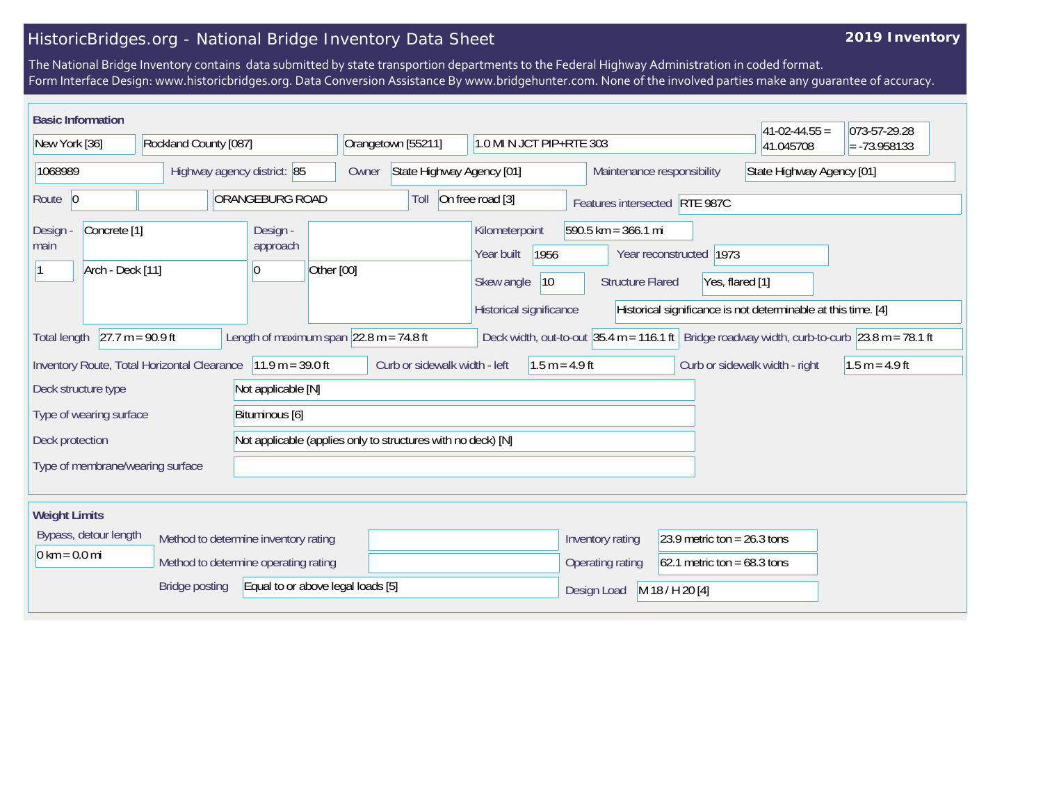# HistoricBridges.org - National Bridge Inventory Data Sheet

**2019 Inventory**

The National Bridge Inventory contains data submitted by state transportion departments to the Federal Highway Administration in coded format.
Form Interface Design: www.historicbridges.org. Data Conversion Assistance By www.bridgehunter.com. None of the involved parties make any guarantee of accuracy.

## Basic Information

| | |
|---|---|
| State | New York [36] |
| County | Rockland County [087] |
| Place | Orangetown [55211] |
| Location | 1.0 MI N JCT PIP+RTE 303 |
| Latitude | 41-02-44.55 = 41.045708 |
| Longitude | 073-57-29.28 = -73.958133 |
| Structure Number | 1068989 |
| Highway agency district | 85 |
| Owner | State Highway Agency [01] |
| Maintenance responsibility | State Highway Agency [01] |
| Route | 0 |
| Facility carried | ORANGEBURG ROAD |
| Toll | On free road [3] |
| Features intersected | RTE 987C |
| Design - main | Concrete [1] |
| | 1 — Arch - Deck [11] |
| Design - approach | |
| | 0 — Other [00] |
| Kilometerpoint | 590.5 km = 366.1 mi |
| Year built | 1956 |
| Year reconstructed | 1973 |
| Skew angle | 10 |
| Structure Flared | Yes, flared [1] |
| Historical significance | Historical significance is not determinable at this time. [4] |
| Total length | 27.7 m = 90.9 ft |
| Length of maximum span | 22.8 m = 74.8 ft |
| Deck width, out-to-out | 35.4 m = 116.1 ft |
| Bridge roadway width, curb-to-curb | 23.8 m = 78.1 ft |
| Inventory Route, Total Horizontal Clearance | 11.9 m = 39.0 ft |
| Curb or sidewalk width - left | 1.5 m = 4.9 ft |
| Curb or sidewalk width - right | 1.5 m = 4.9 ft |
| Deck structure type | Not applicable [N] |
| Type of wearing surface | Bituminous [6] |
| Deck protection | Not applicable (applies only to structures with no deck) [N] |
| Type of membrane/wearing surface | |

## Weight Limits

| | |
|---|---|
| Bypass, detour length | 0 km = 0.0 mi |
| Method to determine inventory rating | |
| Method to determine operating rating | |
| Bridge posting | Equal to or above legal loads [5] |
| Inventory rating | 23.9 metric ton = 26.3 tons |
| Operating rating | 62.1 metric ton = 68.3 tons |
| Design Load | M 18 / H 20 [4] |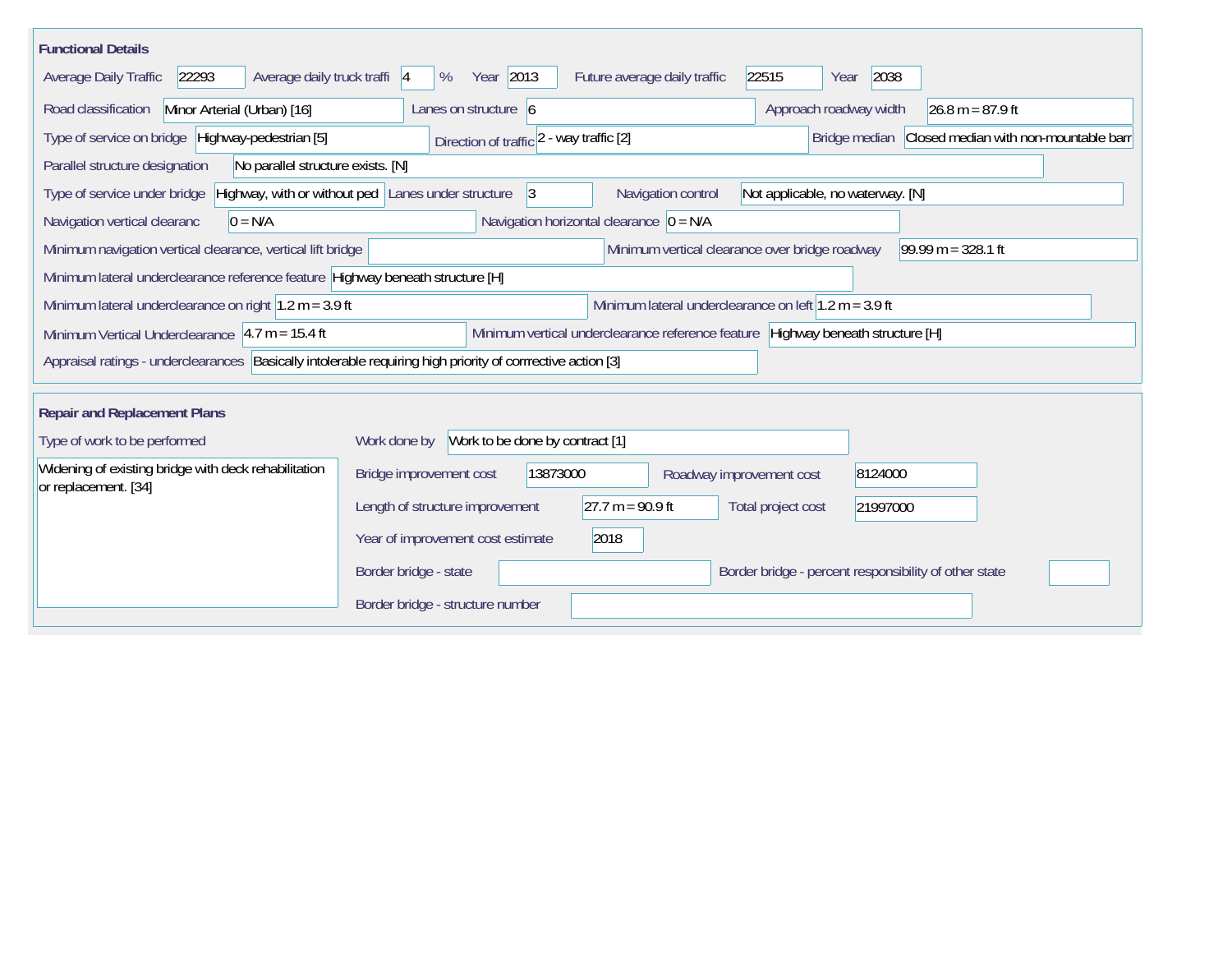## Functional Details

Average Daily Traffic: 22293

Average daily truck traffi: 4 %

Year: 2013

Future average daily traffic: 22515

Year: 2038

Road classification: Minor Arterial (Urban) [16]

Lanes on structure: 6

Approach roadway width: 26.8 m = 87.9 ft

Type of service on bridge: Highway-pedestrian [5]

Direction of traffic: 2 - way traffic [2]

Bridge median: Closed median with non-mountable barr

Parallel structure designation: No parallel structure exists. [N]

Type of service under bridge: Highway, with or without ped

Lanes under structure: 3

Navigation control: Not applicable, no waterway. [N]

Navigation vertical clearanc: 0 = N/A

Navigation horizontal clearance: 0 = N/A

Minimum navigation vertical clearance, vertical lift bridge:

Minimum vertical clearance over bridge roadway: 99.99 m = 328.1 ft

Minimum lateral underclearance reference feature: Highway beneath structure [H]

Minimum lateral underclearance on right: 1.2 m = 3.9 ft

Minimum lateral underclearance on left: 1.2 m = 3.9 ft

Minimum Vertical Underclearance: 4.7 m = 15.4 ft

Minimum vertical underclearance reference feature: Highway beneath structure [H]

Appraisal ratings - underclearances: Basically intolerable requiring high priority of corrrective action [3]

## Repair and Replacement Plans

Type of work to be performed: Widening of existing bridge with deck rehabilitation or replacement. [34]

Work done by: Work to be done by contract [1]

Bridge improvement cost: 13873000

Roadway improvement cost: 8124000

Length of structure improvement: 27.7 m = 90.9 ft

Total project cost: 21997000

Year of improvement cost estimate: 2018

Border bridge - state:

Border bridge - percent responsibility of other state:

Border bridge - structure number: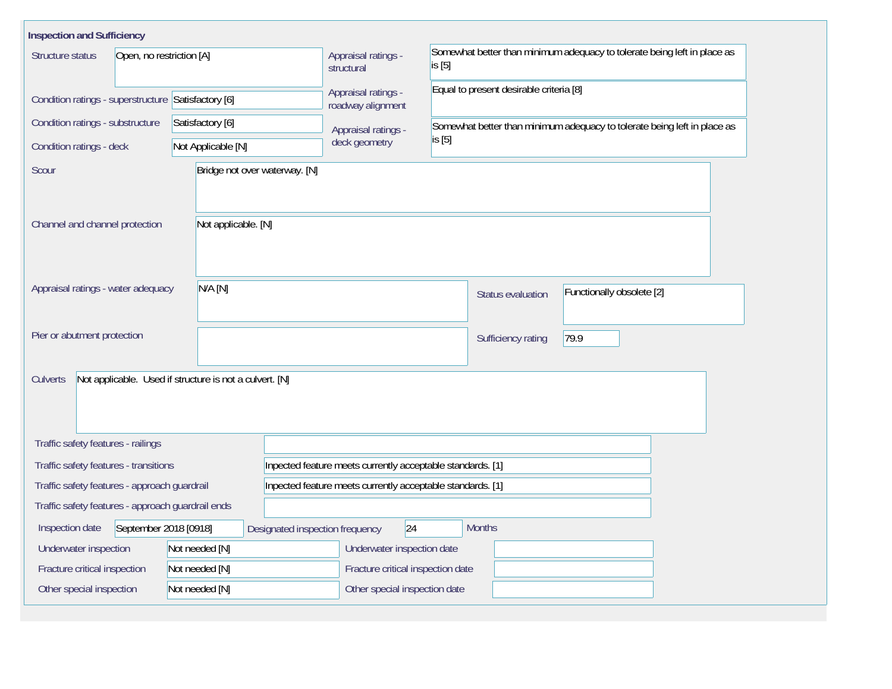## Inspection and Sufficiency

| | |
|---|---|
| Structure status | Open, no restriction [A] |
| Appraisal ratings - structural | Somewhat better than minimum adequacy to tolerate being left in place as is [5] |
| Condition ratings - superstructure | Satisfactory [6] |
| Appraisal ratings - roadway alignment | Equal to present desirable criteria [8] |
| Condition ratings - substructure | Satisfactory [6] |
| Condition ratings - deck | Not Applicable [N] |
| Appraisal ratings - deck geometry | Somewhat better than minimum adequacy to tolerate being left in place as is [5] |
| Scour | Bridge not over waterway. [N] |
| Channel and channel protection | Not applicable. [N] |
| Appraisal ratings - water adequacy | N/A [N] |
| Status evaluation | Functionally obsolete [2] |
| Pier or abutment protection | |
| Sufficiency rating | 79.9 |
| Culverts | Not applicable.  Used if structure is not a culvert. [N] |
| Traffic safety features - railings | |
| Traffic safety features - transitions | Inpected feature meets currently acceptable standards. [1] |
| Traffic safety features - approach guardrail | Inpected feature meets currently acceptable standards. [1] |
| Traffic safety features - approach guardrail ends | |
| Inspection date | September 2018 [0918] |
| Designated inspection frequency | 24 Months |
| Underwater inspection | Not needed [N] |
| Underwater inspection date | |
| Fracture critical inspection | Not needed [N] |
| Fracture critical inspection date | |
| Other special inspection | Not needed [N] |
| Other special inspection date | |